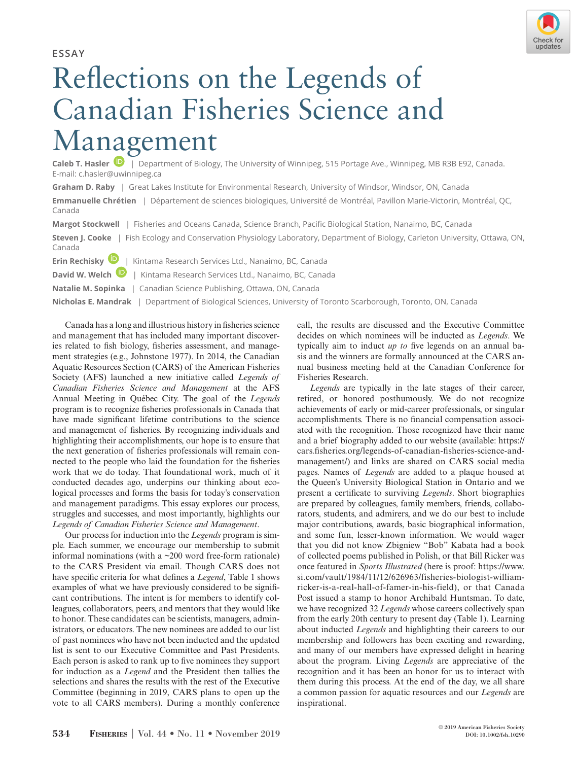ESSAY

# Reflections on the Legends of Canadian Fisheries Science and Management

**Caleb T. Hasler** | Department of Biology, The University of Winnipeg, 515 Portage Ave., Winnipeg, MB R3B E92, Canada. E-mail: c.hasler@uwinnipeg.ca

**Graham D. Raby** | Great Lakes Institute for Environmental Research, University of Windsor, Windsor, ON, Canada

**Emmanuelle Chrétien** | Département de sciences biologiques, Université de Montréal, Pavillon Marie-Victorin, Montréal, QC, Canada

**Margot Stockwell** | Fisheries and Oceans Canada, Science Branch, Pacific Biological Station, Nanaimo, BC, Canada

**Steven J. Cooke** | Fish Ecology and Conservation Physiology Laboratory, Department of Biology, Carleton University, Ottawa, ON, Canada

**Erin Rechisky** | Kintama Research Services Ltd., Nanaimo, BC, Canada

**David W. Welch** | Kintama Research Services Ltd., Nanaimo, BC, Canada

**Natalie M. Sopinka** | Canadian Science Publishing, Ottawa, ON, Canada

**Nicholas E. Mandrak** | Department of Biological Sciences, University of Toronto Scarborough, Toronto, ON, Canada

Canada has a long and illustrious history in fisheries science and management that has included many important discoveries related to fish biology, fisheries assessment, and management strategies (e.g., Johnstone 1977). In 2014, the Canadian Aquatic Resources Section (CARS) of the American Fisheries Society (AFS) launched a new initiative called *Legends of Canadian Fisheries Science and Management* at the AFS Annual Meeting in Québec City. The goal of the *Legends* program is to recognize fisheries professionals in Canada that have made significant lifetime contributions to the science and management of fisheries. By recognizing individuals and highlighting their accomplishments, our hope is to ensure that the next generation of fisheries professionals will remain connected to the people who laid the foundation for the fisheries work that we do today. That foundational work, much of it conducted decades ago, underpins our thinking about ecological processes and forms the basis for today's conservation and management paradigms. This essay explores our process, struggles and successes, and most importantly, highlights our *Legends of Canadian Fisheries Science and Management*.

Our process for induction into the *Legends* program is simple. Each summer, we encourage our membership to submit informal nominations (with a ~200 word free-form rationale) to the CARS President via email. Though CARS does not have specific criteria for what defines a *Legend*, Table 1 shows examples of what we have previously considered to be significant contributions. The intent is for members to identify colleagues, collaborators, peers, and mentors that they would like to honor. These candidates can be scientists, managers, administrators, or educators. The new nominees are added to our list of past nominees who have not been inducted and the updated list is sent to our Executive Committee and Past Presidents. Each person is asked to rank up to five nominees they support for induction as a *Legend* and the President then tallies the selections and shares the results with the rest of the Executive Committee (beginning in 2019, CARS plans to open up the vote to all CARS members). During a monthly conference call, the results are discussed and the Executive Committee decides on which nominees will be inducted as *Legends*. We typically aim to induct *up to* five legends on an annual basis and the winners are formally announced at the CARS annual business meeting held at the Canadian Conference for Fisheries Research.

*Legends* are typically in the late stages of their career, retired, or honored posthumously. We do not recognize achievements of early or mid-career professionals, or singular accomplishments. There is no financial compensation associated with the recognition. Those recognized have their name and a brief biography added to our website (available: https://cars.fisheries.org/legends-of-canadian-fisheries-science-and-management/) and links are shared on CARS social media pages. Names of *Legends* are added to a plaque housed at the Queen's University Biological Station in Ontario and we present a certificate to surviving *Legends*. Short biographies are prepared by colleagues, family members, friends, collaborators, students, and admirers, and we do our best to include major contributions, awards, basic biographical information, and some fun, lesser-known information. We would wager that you did not know Zbigniew "Bob" Kabata had a book of collected poems published in Polish, or that Bill Ricker was once featured in *Sports Illustrated* (here is proof: https://www.si.com/vault/1984/11/12/626963/fisheries-biologist-william-ricker-is-a-real-hall-of-famer-in-his-field), or that Canada Post issued a stamp to honor Archibald Huntsman. To date, we have recognized 32 *Legends* whose careers collectively span from the early 20th century to present day (Table 1). Learning about inducted *Legends* and highlighting their careers to our membership and followers has been exciting and rewarding, and many of our members have expressed delight in hearing about the program. Living *Legends* are appreciative of the recognition and it has been an honor for us to interact with them during this process. At the end of the day, we all share a common passion for aquatic resources and our *Legends* are inspirational.

© 2019 American Fisheries Society
DOI: 10.1002/fsh.10290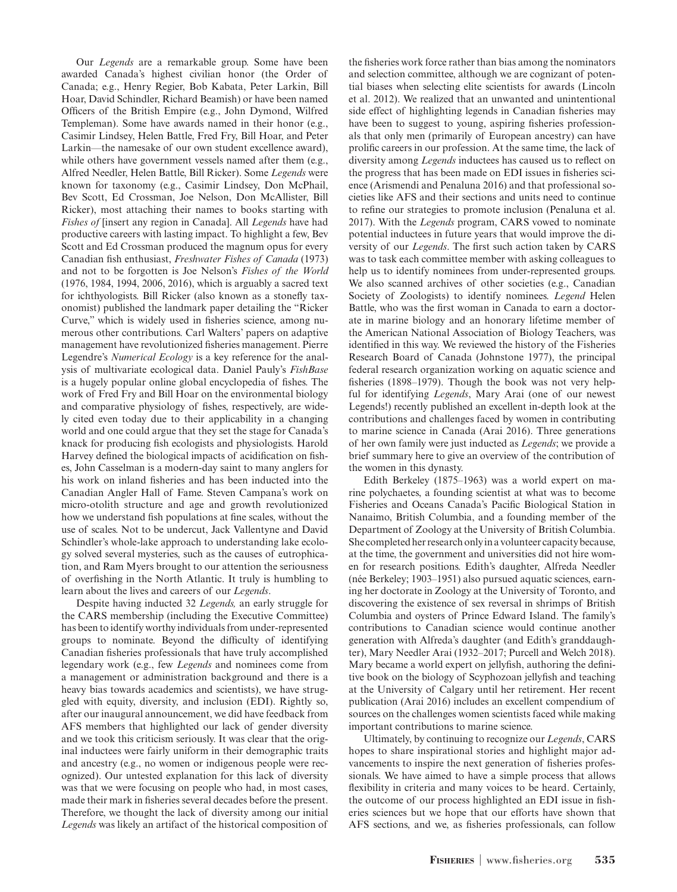Our *Legends* are a remarkable group. Some have been awarded Canada's highest civilian honor (the Order of Canada; e.g., Henry Regier, Bob Kabata, Peter Larkin, Bill Hoar, David Schindler, Richard Beamish) or have been named Officers of the British Empire (e.g., John Dymond, Wilfred Templeman). Some have awards named in their honor (e.g., Casimir Lindsey, Helen Battle, Fred Fry, Bill Hoar, and Peter Larkin—the namesake of our own student excellence award), while others have government vessels named after them (e.g., Alfred Needler, Helen Battle, Bill Ricker). Some *Legends* were known for taxonomy (e.g., Casimir Lindsey, Don McPhail, Bev Scott, Ed Crossman, Joe Nelson, Don McAllister, Bill Ricker), most attaching their names to books starting with *Fishes of* [insert any region in Canada]. All *Legends* have had productive careers with lasting impact. To highlight a few, Bev Scott and Ed Crossman produced the magnum opus for every Canadian fish enthusiast, *Freshwater Fishes of Canada* (1973) and not to be forgotten is Joe Nelson's *Fishes of the World* (1976, 1984, 1994, 2006, 2016), which is arguably a sacred text for ichthyologists. Bill Ricker (also known as a stonefly taxonomist) published the landmark paper detailing the "Ricker Curve," which is widely used in fisheries science, among numerous other contributions. Carl Walters' papers on adaptive management have revolutionized fisheries management. Pierre Legendre's *Numerical Ecology* is a key reference for the analysis of multivariate ecological data. Daniel Pauly's *FishBase* is a hugely popular online global encyclopedia of fishes. The work of Fred Fry and Bill Hoar on the environmental biology and comparative physiology of fishes, respectively, are widely cited even today due to their applicability in a changing world and one could argue that they set the stage for Canada's knack for producing fish ecologists and physiologists. Harold Harvey defined the biological impacts of acidification on fishes, John Casselman is a modern-day saint to many anglers for his work on inland fisheries and has been inducted into the Canadian Angler Hall of Fame. Steven Campana's work on micro-otolith structure and age and growth revolutionized how we understand fish populations at fine scales, without the use of scales. Not to be undercut, Jack Vallentyne and David Schindler's whole-lake approach to understanding lake ecology solved several mysteries, such as the causes of eutrophication, and Ram Myers brought to our attention the seriousness of overfishing in the North Atlantic. It truly is humbling to learn about the lives and careers of our *Legends*.

Despite having inducted 32 *Legends,* an early struggle for the CARS membership (including the Executive Committee) has been to identify worthy individuals from under-represented groups to nominate. Beyond the difficulty of identifying Canadian fisheries professionals that have truly accomplished legendary work (e.g., few *Legends* and nominees come from a management or administration background and there is a heavy bias towards academics and scientists), we have struggled with equity, diversity, and inclusion (EDI). Rightly so, after our inaugural announcement, we did have feedback from AFS members that highlighted our lack of gender diversity and we took this criticism seriously. It was clear that the original inductees were fairly uniform in their demographic traits and ancestry (e.g., no women or indigenous people were recognized). Our untested explanation for this lack of diversity was that we were focusing on people who had, in most cases, made their mark in fisheries several decades before the present. Therefore, we thought the lack of diversity among our initial *Legends* was likely an artifact of the historical composition of the fisheries work force rather than bias among the nominators and selection committee, although we are cognizant of potential biases when selecting elite scientists for awards (Lincoln et al. 2012). We realized that an unwanted and unintentional side effect of highlighting legends in Canadian fisheries may have been to suggest to young, aspiring fisheries professionals that only men (primarily of European ancestry) can have prolific careers in our profession. At the same time, the lack of diversity among *Legends* inductees has caused us to reflect on the progress that has been made on EDI issues in fisheries science (Arismendi and Penaluna 2016) and that professional societies like AFS and their sections and units need to continue to refine our strategies to promote inclusion (Penaluna et al. 2017). With the *Legends* program, CARS vowed to nominate potential inductees in future years that would improve the diversity of our *Legends*. The first such action taken by CARS was to task each committee member with asking colleagues to help us to identify nominees from under-represented groups. We also scanned archives of other societies (e.g., Canadian Society of Zoologists) to identify nominees. *Legend* Helen Battle, who was the first woman in Canada to earn a doctorate in marine biology and an honorary lifetime member of the American National Association of Biology Teachers, was identified in this way. We reviewed the history of the Fisheries Research Board of Canada (Johnstone 1977), the principal federal research organization working on aquatic science and fisheries (1898–1979). Though the book was not very helpful for identifying *Legends*, Mary Arai (one of our newest Legends!) recently published an excellent in-depth look at the contributions and challenges faced by women in contributing to marine science in Canada (Arai 2016). Three generations of her own family were just inducted as *Legends*; we provide a brief summary here to give an overview of the contribution of the women in this dynasty.

Edith Berkeley (1875–1963) was a world expert on marine polychaetes, a founding scientist at what was to become Fisheries and Oceans Canada's Pacific Biological Station in Nanaimo, British Columbia, and a founding member of the Department of Zoology at the University of British Columbia. She completed her research only in a volunteer capacity because, at the time, the government and universities did not hire women for research positions. Edith's daughter, Alfreda Needler (née Berkeley; 1903–1951) also pursued aquatic sciences, earning her doctorate in Zoology at the University of Toronto, and discovering the existence of sex reversal in shrimps of British Columbia and oysters of Prince Edward Island. The family's contributions to Canadian science would continue another generation with Alfreda's daughter (and Edith's granddaughter), Mary Needler Arai (1932–2017; Purcell and Welch 2018). Mary became a world expert on jellyfish, authoring the definitive book on the biology of Scyphozoan jellyfish and teaching at the University of Calgary until her retirement. Her recent publication (Arai 2016) includes an excellent compendium of sources on the challenges women scientists faced while making important contributions to marine science.

Ultimately, by continuing to recognize our *Legends*, CARS hopes to share inspirational stories and highlight major advancements to inspire the next generation of fisheries professionals. We have aimed to have a simple process that allows flexibility in criteria and many voices to be heard. Certainly, the outcome of our process highlighted an EDI issue in fisheries sciences but we hope that our efforts have shown that AFS sections, and we, as fisheries professionals, can follow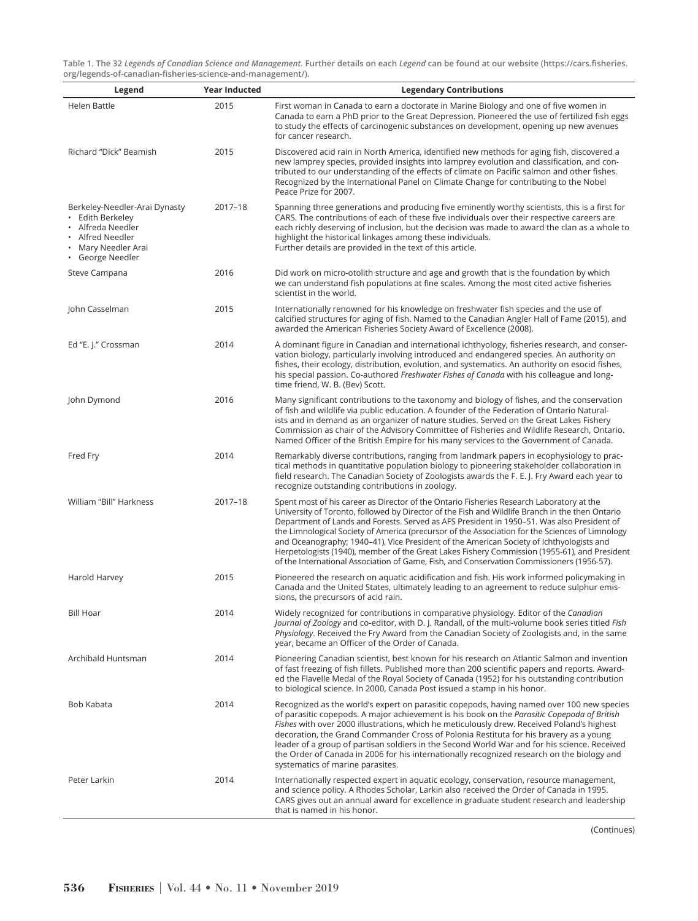**Table 1. The 32 *Legends of Canadian Science and Management.* Further details on each *Legend* can be found at our website (https://cars.fisheries.org/legends-of-canadian-fisheries-science-and-management/).**

| Legend | Year Inducted | Legendary Contributions |
| --- | --- | --- |
| Helen Battle | 2015 | First woman in Canada to earn a doctorate in Marine Biology and one of five women in Canada to earn a PhD prior to the Great Depression. Pioneered the use of fertilized fish eggs to study the effects of carcinogenic substances on development, opening up new avenues for cancer research. |
| Richard "Dick" Beamish | 2015 | Discovered acid rain in North America, identified new methods for aging fish, discovered a new lamprey species, provided insights into lamprey evolution and classification, and contributed to our understanding of the effects of climate on Pacific salmon and other fishes. Recognized by the International Panel on Climate Change for contributing to the Nobel Peace Prize for 2007. |
| Berkeley-Needler-Arai Dynasty<br>• Edith Berkeley<br>• Alfreda Needler<br>• Alfred Needler<br>• Mary Needler Arai<br>• George Needler | 2017–18 | Spanning three generations and producing five eminently worthy scientists, this is a first for CARS. The contributions of each of these five individuals over their respective careers are each richly deserving of inclusion, but the decision was made to award the clan as a whole to highlight the historical linkages among these individuals. Further details are provided in the text of this article. |
| Steve Campana | 2016 | Did work on micro-otolith structure and age and growth that is the foundation by which we can understand fish populations at fine scales. Among the most cited active fisheries scientist in the world. |
| John Casselman | 2015 | Internationally renowned for his knowledge on freshwater fish species and the use of calcified structures for aging of fish. Named to the Canadian Angler Hall of Fame (2015), and awarded the American Fisheries Society Award of Excellence (2008). |
| Ed "E. J." Crossman | 2014 | A dominant figure in Canadian and international ichthyology, fisheries research, and conservation biology, particularly involving introduced and endangered species. An authority on fishes, their ecology, distribution, evolution, and systematics. An authority on esocid fishes, his special passion. Co-authored *Freshwater Fishes of Canada* with his colleague and long-time friend, W. B. (Bev) Scott. |
| John Dymond | 2016 | Many significant contributions to the taxonomy and biology of fishes, and the conservation of fish and wildlife via public education. A founder of the Federation of Ontario Naturalists and in demand as an organizer of nature studies. Served on the Great Lakes Fishery Commission as chair of the Advisory Committee of Fisheries and Wildlife Research, Ontario. Named Officer of the British Empire for his many services to the Government of Canada. |
| Fred Fry | 2014 | Remarkably diverse contributions, ranging from landmark papers in ecophysiology to practical methods in quantitative population biology to pioneering stakeholder collaboration in field research. The Canadian Society of Zoologists awards the F. E. J. Fry Award each year to recognize outstanding contributions in zoology. |
| William "Bill" Harkness | 2017–18 | Spent most of his career as Director of the Ontario Fisheries Research Laboratory at the University of Toronto, followed by Director of the Fish and Wildlife Branch in the then Ontario Department of Lands and Forests. Served as AFS President in 1950–51. Was also President of the Limnological Society of America (precursor of the Association for the Sciences of Limnology and Oceanography; 1940–41), Vice President of the American Society of Ichthyologists and Herpetologists (1940), member of the Great Lakes Fishery Commission (1955-61), and President of the International Association of Game, Fish, and Conservation Commissioners (1956-57). |
| Harold Harvey | 2015 | Pioneered the research on aquatic acidification and fish. His work informed policymaking in Canada and the United States, ultimately leading to an agreement to reduce sulphur emissions, the precursors of acid rain. |
| Bill Hoar | 2014 | Widely recognized for contributions in comparative physiology. Editor of the *Canadian Journal of Zoology* and co-editor, with D. J. Randall, of the multi-volume book series titled *Fish Physiology*. Received the Fry Award from the Canadian Society of Zoologists and, in the same year, became an Officer of the Order of Canada. |
| Archibald Huntsman | 2014 | Pioneering Canadian scientist, best known for his research on Atlantic Salmon and invention of fast freezing of fish fillets. Published more than 200 scientific papers and reports. Awarded the Flavelle Medal of the Royal Society of Canada (1952) for his outstanding contribution to biological science. In 2000, Canada Post issued a stamp in his honor. |
| Bob Kabata | 2014 | Recognized as the world's expert on parasitic copepods, having named over 100 new species of parasitic copepods. A major achievement is his book on the *Parasitic Copepoda of British Fishes* with over 2000 illustrations, which he meticulously drew. Received Poland's highest decoration, the Grand Commander Cross of Polonia Restituta for his bravery as a young leader of a group of partisan soldiers in the Second World War and for his science. Received the Order of Canada in 2006 for his internationally recognized research on the biology and systematics of marine parasites. |
| Peter Larkin | 2014 | Internationally respected expert in aquatic ecology, conservation, resource management, and science policy. A Rhodes Scholar, Larkin also received the Order of Canada in 1995. CARS gives out an annual award for excellence in graduate student research and leadership that is named in his honor. |

(Continues)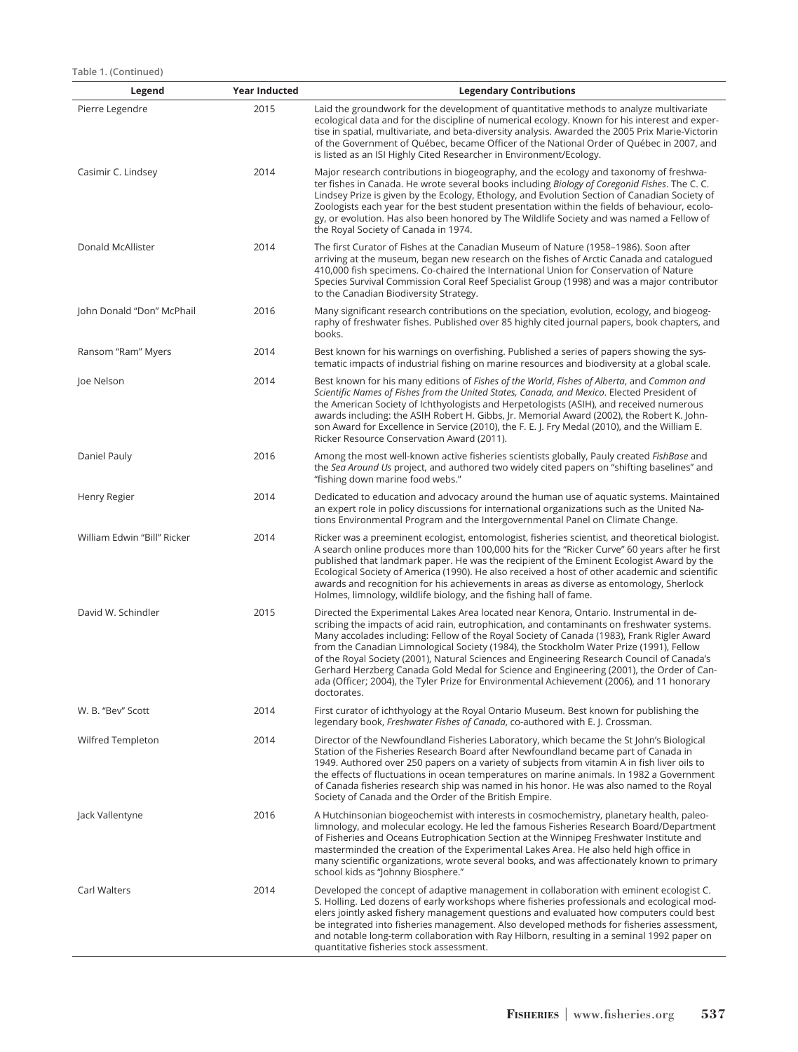Table 1. (Continued)

| Legend | Year Inducted | Legendary Contributions |
|---|---|---|
| Pierre Legendre | 2015 | Laid the groundwork for the development of quantitative methods to analyze multivariate ecological data and for the discipline of numerical ecology. Known for his interest and expertise in spatial, multivariate, and beta-diversity analysis. Awarded the 2005 Prix Marie-Victorin of the Government of Québec, became Officer of the National Order of Québec in 2007, and is listed as an ISI Highly Cited Researcher in Environment/Ecology. |
| Casimir C. Lindsey | 2014 | Major research contributions in biogeography, and the ecology and taxonomy of freshwater fishes in Canada. He wrote several books including *Biology of Coregonid Fishes*. The C. C. Lindsey Prize is given by the Ecology, Ethology, and Evolution Section of Canadian Society of Zoologists each year for the best student presentation within the fields of behaviour, ecology, or evolution. Has also been honored by The Wildlife Society and was named a Fellow of the Royal Society of Canada in 1974. |
| Donald McAllister | 2014 | The first Curator of Fishes at the Canadian Museum of Nature (1958–1986). Soon after arriving at the museum, began new research on the fishes of Arctic Canada and catalogued 410,000 fish specimens. Co-chaired the International Union for Conservation of Nature Species Survival Commission Coral Reef Specialist Group (1998) and was a major contributor to the Canadian Biodiversity Strategy. |
| John Donald "Don" McPhail | 2016 | Many significant research contributions on the speciation, evolution, ecology, and biogeography of freshwater fishes. Published over 85 highly cited journal papers, book chapters, and books. |
| Ransom "Ram" Myers | 2014 | Best known for his warnings on overfishing. Published a series of papers showing the systematic impacts of industrial fishing on marine resources and biodiversity at a global scale. |
| Joe Nelson | 2014 | Best known for his many editions of *Fishes of the World*, *Fishes of Alberta*, and *Common and Scientific Names of Fishes from the United States, Canada, and Mexico*. Elected President of the American Society of Ichthyologists and Herpetologists (ASIH), and received numerous awards including: the ASIH Robert H. Gibbs, Jr. Memorial Award (2002), the Robert K. Johnson Award for Excellence in Service (2010), the F. E. J. Fry Medal (2010), and the William E. Ricker Resource Conservation Award (2011). |
| Daniel Pauly | 2016 | Among the most well-known active fisheries scientists globally, Pauly created *FishBase* and the *Sea Around Us* project, and authored two widely cited papers on "shifting baselines" and "fishing down marine food webs." |
| Henry Regier | 2014 | Dedicated to education and advocacy around the human use of aquatic systems. Maintained an expert role in policy discussions for international organizations such as the United Nations Environmental Program and the Intergovernmental Panel on Climate Change. |
| William Edwin "Bill" Ricker | 2014 | Ricker was a preeminent ecologist, entomologist, fisheries scientist, and theoretical biologist. A search online produces more than 100,000 hits for the "Ricker Curve" 60 years after he first published that landmark paper. He was the recipient of the Eminent Ecologist Award by the Ecological Society of America (1990). He also received a host of other academic and scientific awards and recognition for his achievements in areas as diverse as entomology, Sherlock Holmes, limnology, wildlife biology, and the fishing hall of fame. |
| David W. Schindler | 2015 | Directed the Experimental Lakes Area located near Kenora, Ontario. Instrumental in describing the impacts of acid rain, eutrophication, and contaminants on freshwater systems. Many accolades including: Fellow of the Royal Society of Canada (1983), Frank Rigler Award from the Canadian Limnological Society (1984), the Stockholm Water Prize (1991), Fellow of the Royal Society (2001), Natural Sciences and Engineering Research Council of Canada's Gerhard Herzberg Canada Gold Medal for Science and Engineering (2001), the Order of Canada (Officer; 2004), the Tyler Prize for Environmental Achievement (2006), and 11 honorary doctorates. |
| W. B. "Bev" Scott | 2014 | First curator of ichthyology at the Royal Ontario Museum. Best known for publishing the legendary book, *Freshwater Fishes of Canada*, co-authored with E. J. Crossman. |
| Wilfred Templeton | 2014 | Director of the Newfoundland Fisheries Laboratory, which became the St John's Biological Station of the Fisheries Research Board after Newfoundland became part of Canada in 1949. Authored over 250 papers on a variety of subjects from vitamin A in fish liver oils to the effects of fluctuations in ocean temperatures on marine animals. In 1982 a Government of Canada fisheries research ship was named in his honor. He was also named to the Royal Society of Canada and the Order of the British Empire. |
| Jack Vallentyne | 2016 | A Hutchinsonian biogeochemist with interests in cosmochemistry, planetary health, paleolimnology, and molecular ecology. He led the famous Fisheries Research Board/Department of Fisheries and Oceans Eutrophication Section at the Winnipeg Freshwater Institute and masterminded the creation of the Experimental Lakes Area. He also held high office in many scientific organizations, wrote several books, and was affectionately known to primary school kids as "Johnny Biosphere." |
| Carl Walters | 2014 | Developed the concept of adaptive management in collaboration with eminent ecologist C. S. Holling. Led dozens of early workshops where fisheries professionals and ecological modelers jointly asked fishery management questions and evaluated how computers could best be integrated into fisheries management. Also developed methods for fisheries assessment, and notable long-term collaboration with Ray Hilborn, resulting in a seminal 1992 paper on quantitative fisheries stock assessment. |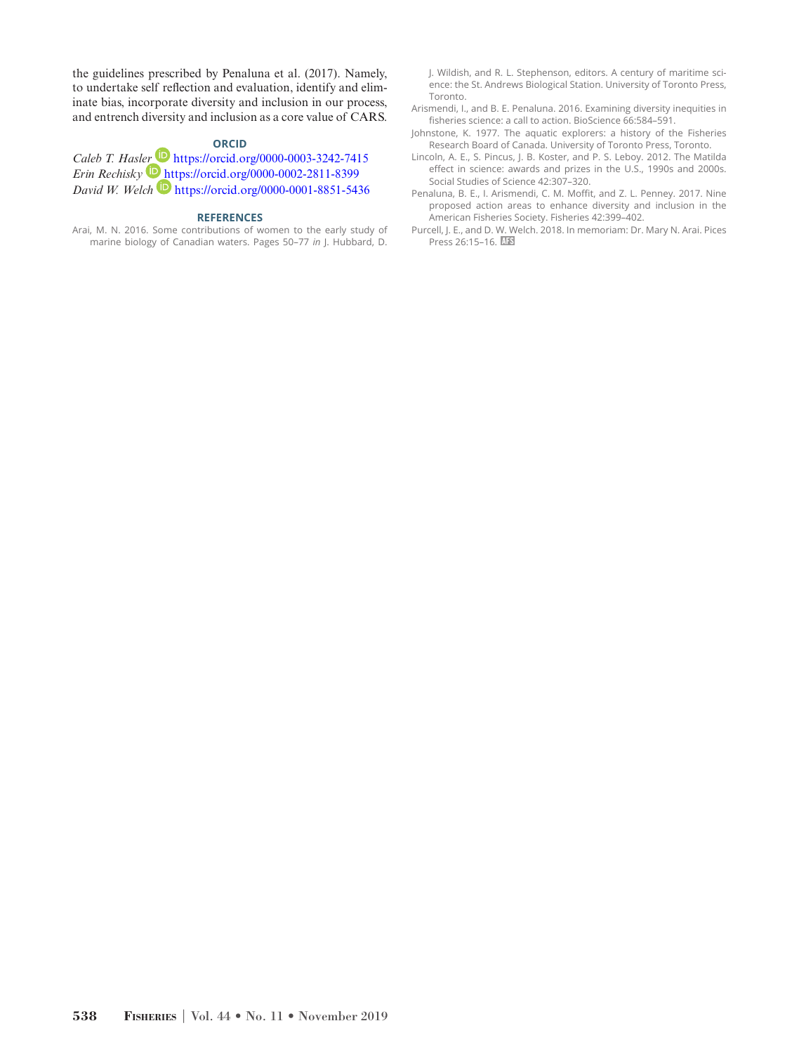the guidelines prescribed by Penaluna et al. (2017). Namely, to undertake self reflection and evaluation, identify and eliminate bias, incorporate diversity and inclusion in our process, and entrench diversity and inclusion as a core value of CARS.

## ORCID

*Caleb T. Hasler* https://orcid.org/0000-0003-3242-7415
*Erin Rechisky* https://orcid.org/0000-0002-2811-8399
*David W. Welch* https://orcid.org/0000-0001-8851-5436

## REFERENCES

Arai, M. N. 2016. Some contributions of women to the early study of marine biology of Canadian waters. Pages 50–77 *in* J. Hubbard, D. J. Wildish, and R. L. Stephenson, editors. A century of maritime science: the St. Andrews Biological Station. University of Toronto Press, Toronto.

Arismendi, I., and B. E. Penaluna. 2016. Examining diversity inequities in fisheries science: a call to action. BioScience 66:584–591.

Johnstone, K. 1977. The aquatic explorers: a history of the Fisheries Research Board of Canada. University of Toronto Press, Toronto.

Lincoln, A. E., S. Pincus, J. B. Koster, and P. S. Leboy. 2012. The Matilda effect in science: awards and prizes in the U.S., 1990s and 2000s. Social Studies of Science 42:307–320.

Penaluna, B. E., I. Arismendi, C. M. Moffit, and Z. L. Penney. 2017. Nine proposed action areas to enhance diversity and inclusion in the American Fisheries Society. Fisheries 42:399–402.

Purcell, J. E., and D. W. Welch. 2018. In memoriam: Dr. Mary N. Arai. Pices Press 26:15–16.